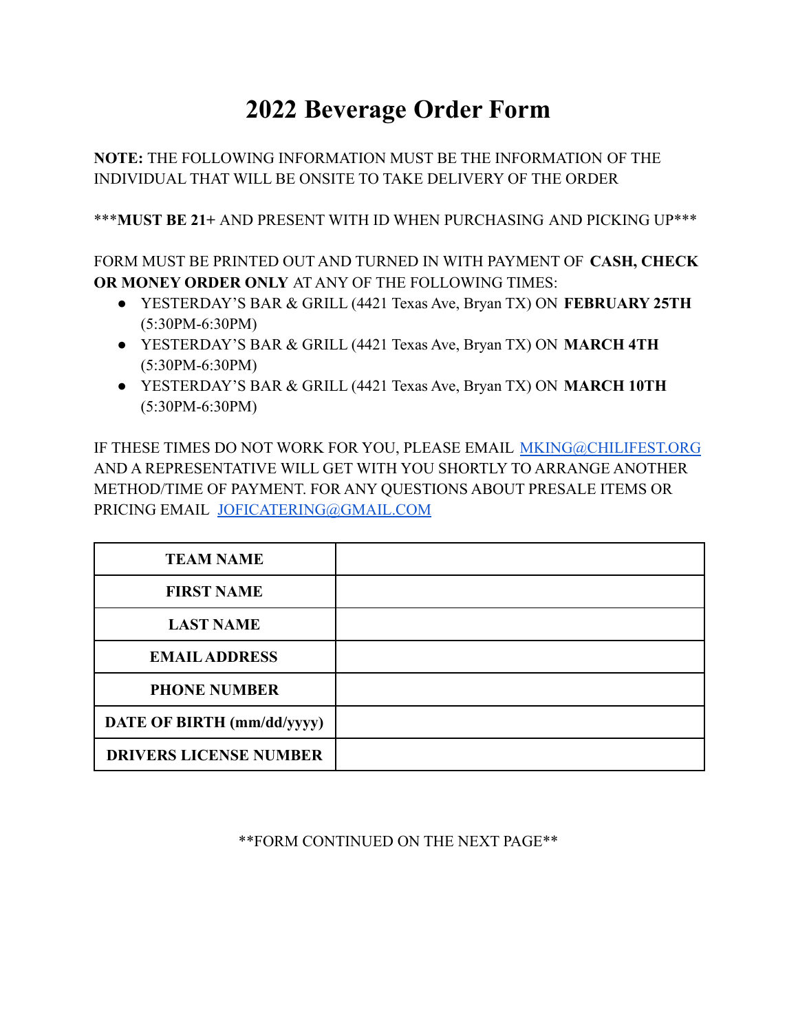# 2022 Beverage Order Form

**NOTE:** THE FOLLOWING INFORMATION MUST BE THE INFORMATION OF THE INDIVIDUAL THAT WILL BE ONSITE TO TAKE DELIVERY OF THE ORDER

\*\*\***MUST BE 21+** AND PRESENT WITH ID WHEN PURCHASING AND PICKING UP\*\*\*

FORM MUST BE PRINTED OUT AND TURNED IN WITH PAYMENT OF **CASH, CHECK OR MONEY ORDER ONLY** AT ANY OF THE FOLLOWING TIMES:

- YESTERDAY'S BAR & GRILL (4421 Texas Ave, Bryan TX) ON **FEBRUARY 25TH** (5:30PM-6:30PM)
- YESTERDAY'S BAR & GRILL (4421 Texas Ave, Bryan TX) ON **MARCH 4TH** (5:30PM-6:30PM)
- YESTERDAY'S BAR & GRILL (4421 Texas Ave, Bryan TX) ON **MARCH 10TH** (5:30PM-6:30PM)

IF THESE TIMES DO NOT WORK FOR YOU, PLEASE EMAIL MKING@CHILIFEST.ORG AND A REPRESENTATIVE WILL GET WITH YOU SHORTLY TO ARRANGE ANOTHER METHOD/TIME OF PAYMENT. FOR ANY QUESTIONS ABOUT PRESALE ITEMS OR PRICING EMAIL JOFICATERING@GMAIL.COM

| | |
|---|---|
| **TEAM NAME** | |
| **FIRST NAME** | |
| **LAST NAME** | |
| **EMAIL ADDRESS** | |
| **PHONE NUMBER** | |
| **DATE OF BIRTH (mm/dd/yyyy)** | |
| **DRIVERS LICENSE NUMBER** | |

\*\*FORM CONTINUED ON THE NEXT PAGE\*\*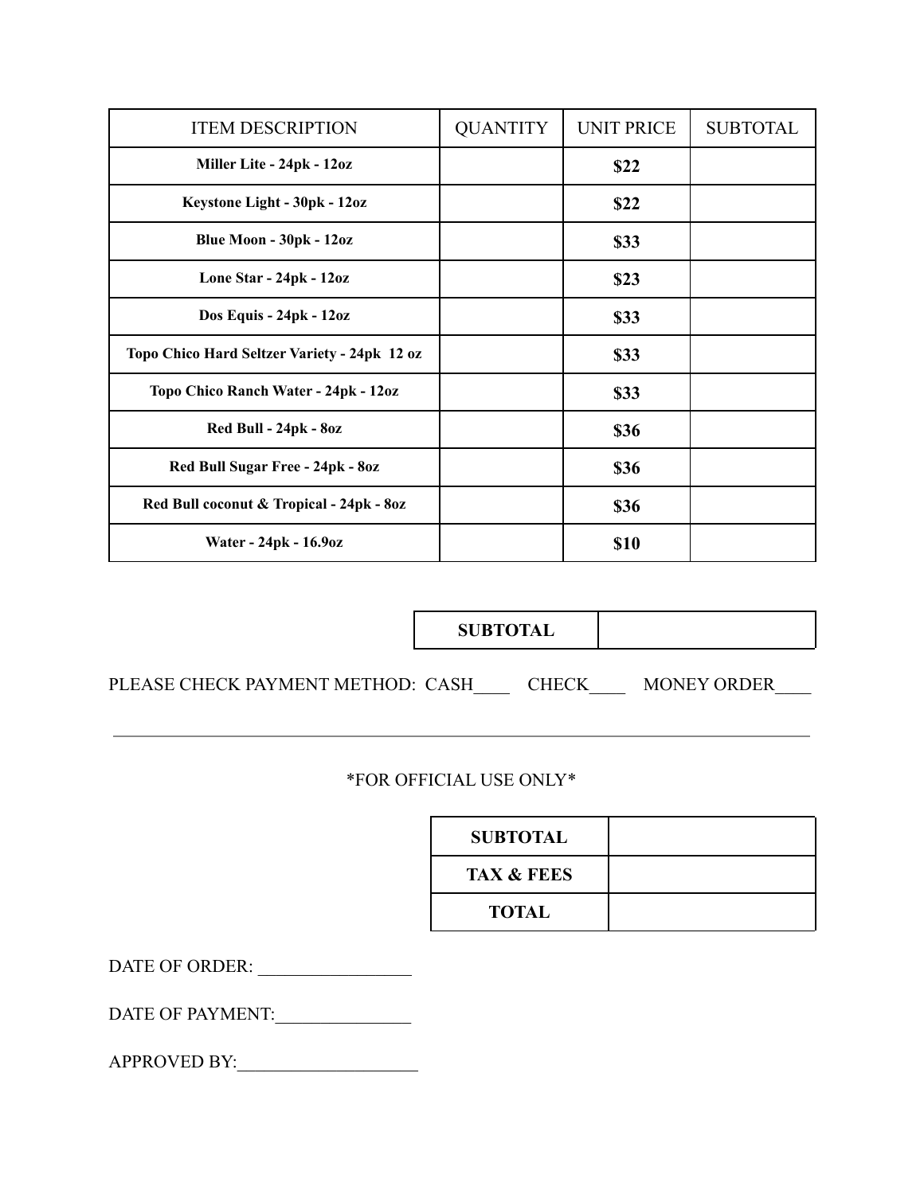| ITEM DESCRIPTION | QUANTITY | UNIT PRICE | SUBTOTAL |
|---|---|---|---|
| **Miller Lite - 24pk - 12oz** | | **$22** | |
| **Keystone Light - 30pk - 12oz** | | **$22** | |
| **Blue Moon - 30pk - 12oz** | | **$33** | |
| **Lone Star - 24pk - 12oz** | | **$23** | |
| **Dos Equis - 24pk - 12oz** | | **$33** | |
| **Topo Chico Hard Seltzer Variety - 24pk 12 oz** | | **$33** | |
| **Topo Chico Ranch Water - 24pk - 12oz** | | **$33** | |
| **Red Bull - 24pk - 8oz** | | **$36** | |
| **Red Bull Sugar Free - 24pk - 8oz** | | **$36** | |
| **Red Bull coconut & Tropical - 24pk - 8oz** | | **$36** | |
| **Water - 24pk - 16.9oz** | | **$10** | |

| | |
|---|---|
| **SUBTOTAL** | |

PLEASE CHECK PAYMENT METHOD: CASH____ CHECK____ MONEY ORDER____

---

*FOR OFFICIAL USE ONLY*

| | |
|---|---|
| **SUBTOTAL** | |
| **TAX & FEES** | |
| **TOTAL** | |

DATE OF ORDER: _________________

DATE OF PAYMENT:_______________

APPROVED BY:____________________